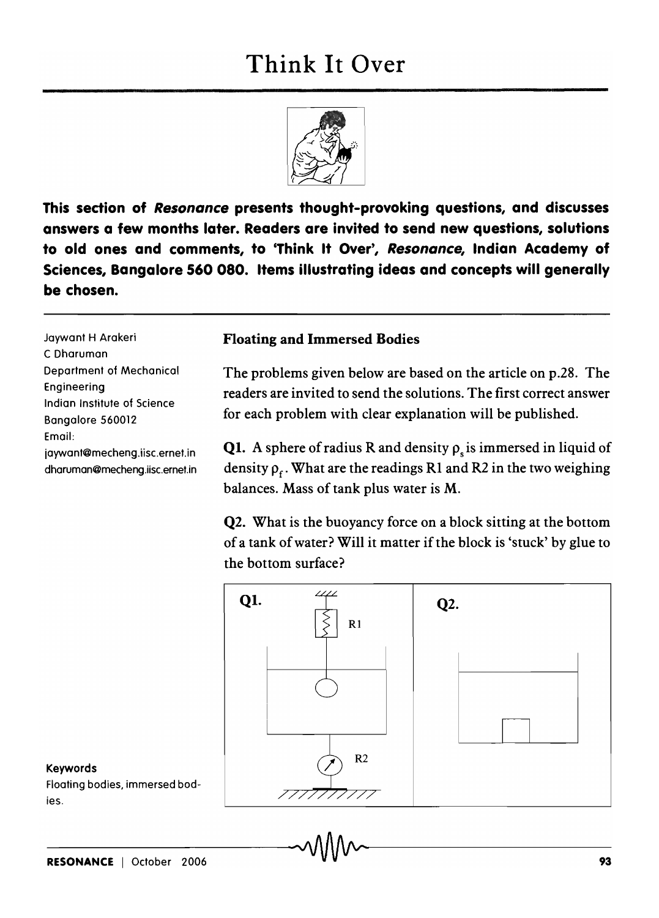# Think It Over

**This section of *Resonance* presents thought-provoking questions, and discusses answers a few months later. Readers are invited to send new questions, solutions to old ones and comments, to 'Think It Over', *Resonance*, Indian Academy of Sciences, Bangalore 560 080. Items illustrating ideas and concepts will generally be chosen.**

Jaywant H Arakeri
C Dharuman
Department of Mechanical Engineering
Indian Institute of Science
Bangalore 560012
Email:
jaywant@mecheng.iisc.ernet.in
dharuman@mecheng.iisc.ernet.in

**Keywords**
Floating bodies, immersed bodies.

## Floating and Immersed Bodies

The problems given below are based on the article on p.28. The readers are invited to send the solutions. The first correct answer for each problem with clear explanation will be published.

**Q1.** A sphere of radius R and density $\rho_s$ is immersed in liquid of density $\rho_f$. What are the readings R1 and R2 in the two weighing balances. Mass of tank plus water is M.

**Q2.** What is the buoyancy force on a block sitting at the bottom of a tank of water? Will it matter if the block is 'stuck' by glue to the bottom surface?

Q1. R1 R2

Q2.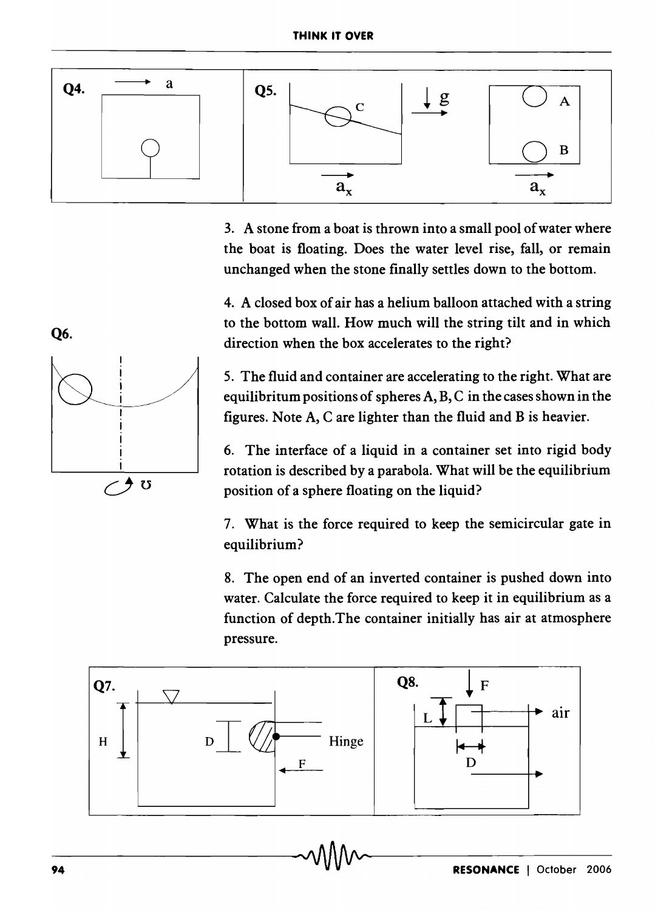Q4. a

Q5. C $g$ $a_x$ A B $a_x$

3. A stone from a boat is thrown into a small pool of water where the boat is floating. Does the water level rise, fall, or remain unchanged when the stone finally settles down to the bottom.

4. A closed box of air has a helium balloon attached with a string to the bottom wall. How much will the string tilt and in which direction when the box accelerates to the right?

5. The fluid and container are accelerating to the right. What are equilibritum positions of spheres A, B, C in the cases shown in the figures. Note A, C are lighter than the fluid and B is heavier.

6. The interface of a liquid in a container set into rigid body rotation is described by a parabola. What will be the equilibrium position of a sphere floating on the liquid?

7. What is the force required to keep the semicircular gate in equilibrium?

8. The open end of an inverted container is pushed down into water. Calculate the force required to keep it in equilibrium as a function of depth.The container initially has air at atmosphere pressure.

Q6.

$\upsilon$

Q7. H D Hinge F

Q8. F L air D